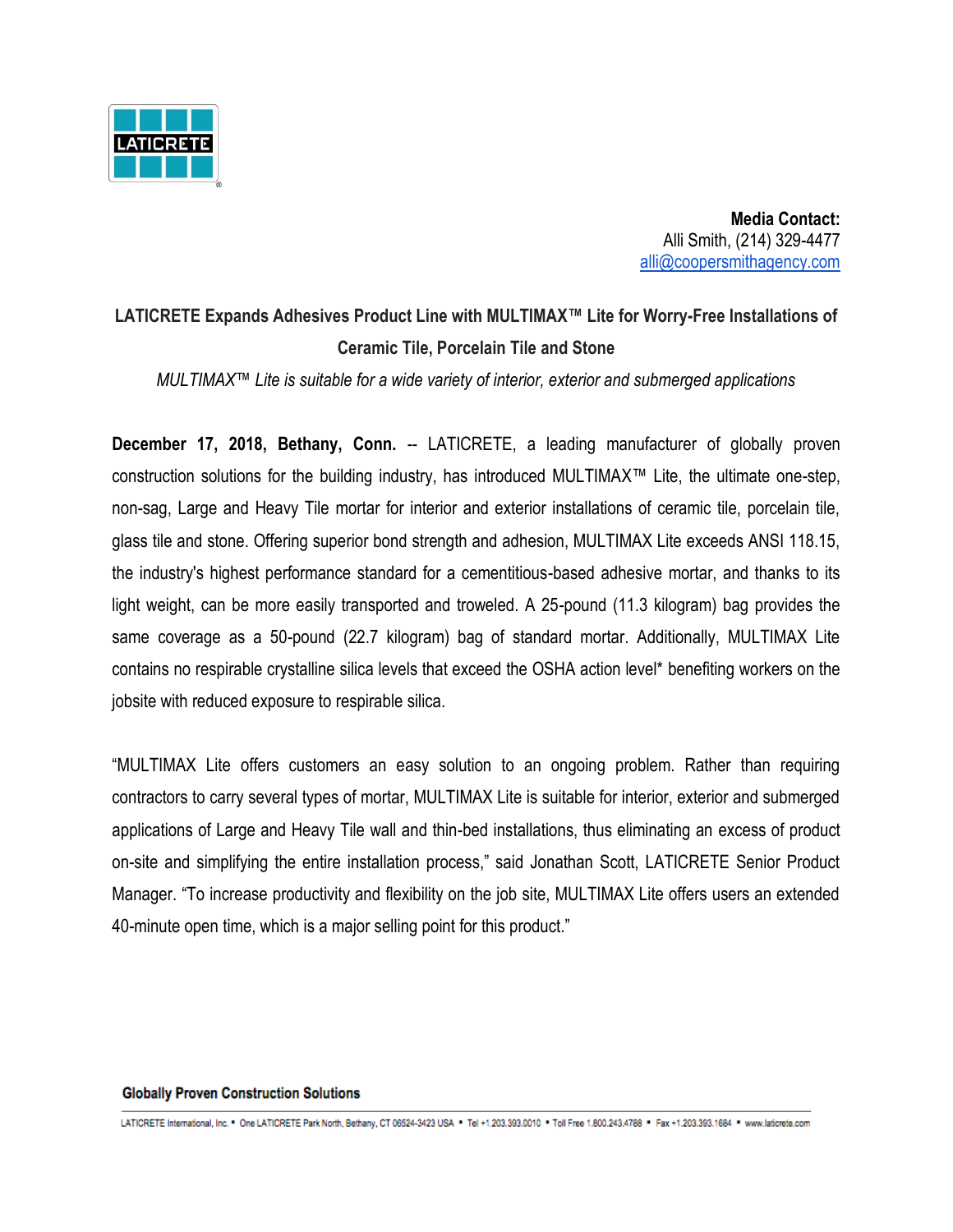**Media Contact:**
Alli Smith, (214) 329-4477
alli@coopersmithagency.com

# LATICRETE Expands Adhesives Product Line with MULTIMAX™ Lite for Worry-Free Installations of Ceramic Tile, Porcelain Tile and Stone

*MULTIMAX™ Lite is suitable for a wide variety of interior, exterior and submerged applications*

**December 17, 2018, Bethany, Conn.** -- LATICRETE, a leading manufacturer of globally proven construction solutions for the building industry, has introduced MULTIMAX™ Lite, the ultimate one-step, non-sag, Large and Heavy Tile mortar for interior and exterior installations of ceramic tile, porcelain tile, glass tile and stone. Offering superior bond strength and adhesion, MULTIMAX Lite exceeds ANSI 118.15, the industry's highest performance standard for a cementitious-based adhesive mortar, and thanks to its light weight, can be more easily transported and troweled. A 25-pound (11.3 kilogram) bag provides the same coverage as a 50-pound (22.7 kilogram) bag of standard mortar. Additionally, MULTIMAX Lite contains no respirable crystalline silica levels that exceed the OSHA action level* benefiting workers on the jobsite with reduced exposure to respirable silica.

"MULTIMAX Lite offers customers an easy solution to an ongoing problem. Rather than requiring contractors to carry several types of mortar, MULTIMAX Lite is suitable for interior, exterior and submerged applications of Large and Heavy Tile wall and thin-bed installations, thus eliminating an excess of product on-site and simplifying the entire installation process," said Jonathan Scott, LATICRETE Senior Product Manager. "To increase productivity and flexibility on the job site, MULTIMAX Lite offers users an extended 40-minute open time, which is a major selling point for this product."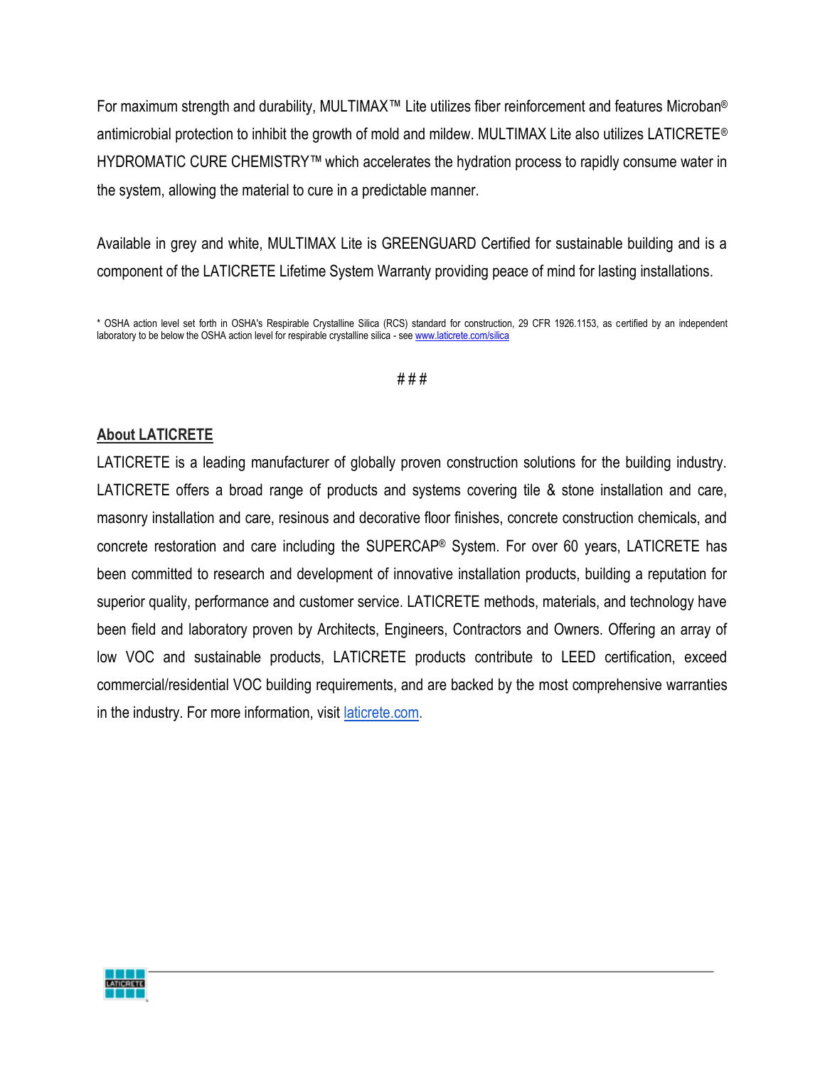For maximum strength and durability, MULTIMAX™ Lite utilizes fiber reinforcement and features Microban® antimicrobial protection to inhibit the growth of mold and mildew. MULTIMAX Lite also utilizes LATICRETE® HYDROMATIC CURE CHEMISTRY™ which accelerates the hydration process to rapidly consume water in the system, allowing the material to cure in a predictable manner.

Available in grey and white, MULTIMAX Lite is GREENGUARD Certified for sustainable building and is a component of the LATICRETE Lifetime System Warranty providing peace of mind for lasting installations.

* OSHA action level set forth in OSHA's Respirable Crystalline Silica (RCS) standard for construction, 29 CFR 1926.1153, as certified by an independent laboratory to be below the OSHA action level for respirable crystalline silica - see www.laticrete.com/silica

###

**About LATICRETE**

LATICRETE is a leading manufacturer of globally proven construction solutions for the building industry. LATICRETE offers a broad range of products and systems covering tile & stone installation and care, masonry installation and care, resinous and decorative floor finishes, concrete construction chemicals, and concrete restoration and care including the SUPERCAP® System. For over 60 years, LATICRETE has been committed to research and development of innovative installation products, building a reputation for superior quality, performance and customer service. LATICRETE methods, materials, and technology have been field and laboratory proven by Architects, Engineers, Contractors and Owners. Offering an array of low VOC and sustainable products, LATICRETE products contribute to LEED certification, exceed commercial/residential VOC building requirements, and are backed by the most comprehensive warranties in the industry. For more information, visit laticrete.com.